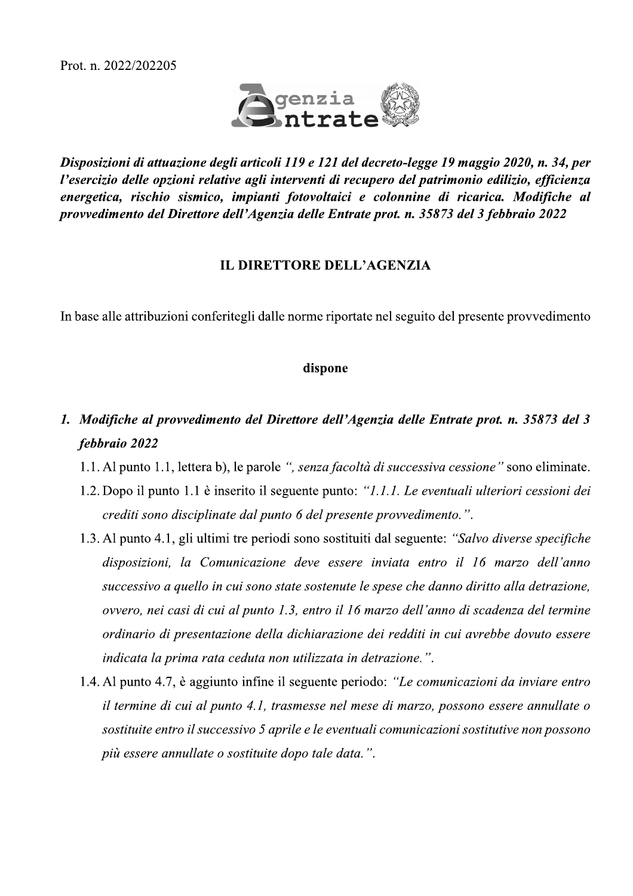Prot. n. 2022/202205

Agenzia Entrate

***Disposizioni di attuazione degli articoli 119 e 121 del decreto-legge 19 maggio 2020, n. 34, per l'esercizio delle opzioni relative agli interventi di recupero del patrimonio edilizio, efficienza energetica, rischio sismico, impianti fotovoltaici e colonnine di ricarica. Modifiche al provvedimento del Direttore dell'Agenzia delle Entrate prot. n. 35873 del 3 febbraio 2022***

**IL DIRETTORE DELL'AGENZIA**

In base alle attribuzioni conferitegli dalle norme riportate nel seguito del presente provvedimento

**dispone**

1. ***Modifiche al provvedimento del Direttore dell'Agenzia delle Entrate prot. n. 35873 del 3 febbraio 2022***

   1.1. Al punto 1.1, lettera b), le parole *", senza facoltà di successiva cessione"* sono eliminate.

   1.2. Dopo il punto 1.1 è inserito il seguente punto: *"1.1.1. Le eventuali ulteriori cessioni dei crediti sono disciplinate dal punto 6 del presente provvedimento."*.

   1.3. Al punto 4.1, gli ultimi tre periodi sono sostituiti dal seguente: *"Salvo diverse specifiche disposizioni, la Comunicazione deve essere inviata entro il 16 marzo dell'anno successivo a quello in cui sono state sostenute le spese che danno diritto alla detrazione, ovvero, nei casi di cui al punto 1.3, entro il 16 marzo dell'anno di scadenza del termine ordinario di presentazione della dichiarazione dei redditi in cui avrebbe dovuto essere indicata la prima rata ceduta non utilizzata in detrazione."*.

   1.4. Al punto 4.7, è aggiunto infine il seguente periodo: *"Le comunicazioni da inviare entro il termine di cui al punto 4.1, trasmesse nel mese di marzo, possono essere annullate o sostituite entro il successivo 5 aprile e le eventuali comunicazioni sostitutive non possono più essere annullate o sostituite dopo tale data."*.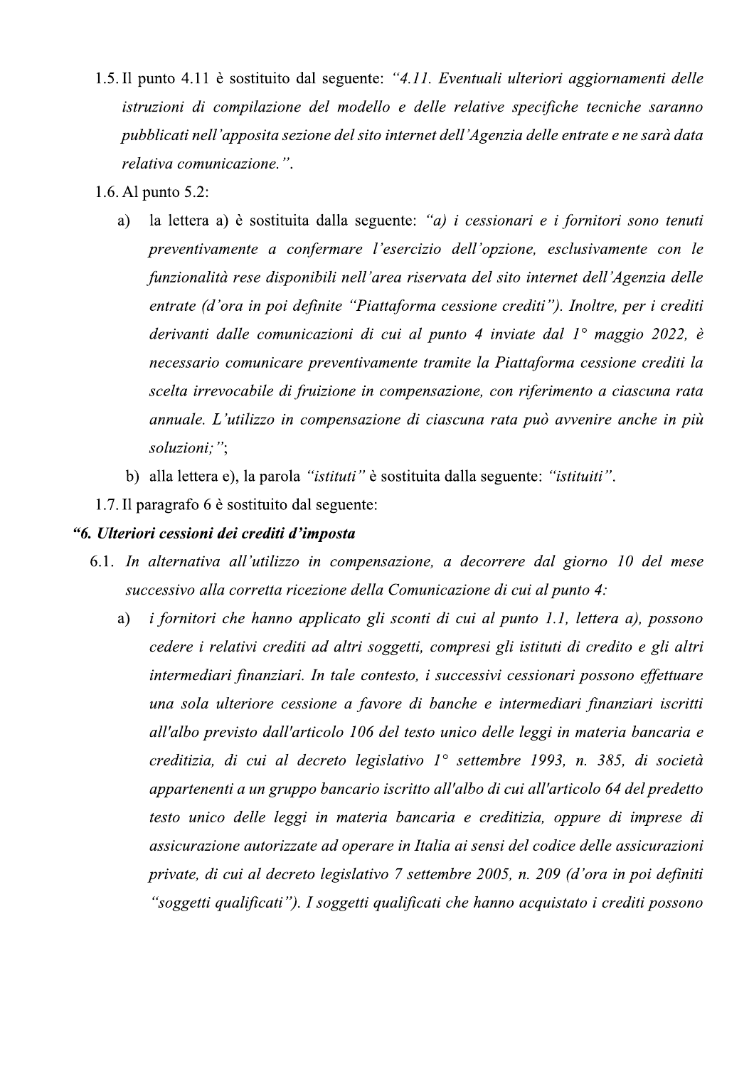1.5. Il punto 4.11 è sostituito dal seguente: *"4.11. Eventuali ulteriori aggiornamenti delle istruzioni di compilazione del modello e delle relative specifiche tecniche saranno pubblicati nell'apposita sezione del sito internet dell'Agenzia delle entrate e ne sarà data relativa comunicazione."*.

1.6. Al punto 5.2:

a) la lettera a) è sostituita dalla seguente: *"a) i cessionari e i fornitori sono tenuti preventivamente a confermare l'esercizio dell'opzione, esclusivamente con le funzionalità rese disponibili nell'area riservata del sito internet dell'Agenzia delle entrate (d'ora in poi definite "Piattaforma cessione crediti"). Inoltre, per i crediti derivanti dalle comunicazioni di cui al punto 4 inviate dal 1° maggio 2022, è necessario comunicare preventivamente tramite la Piattaforma cessione crediti la scelta irrevocabile di fruizione in compensazione, con riferimento a ciascuna rata annuale. L'utilizzo in compensazione di ciascuna rata può avvenire anche in più soluzioni;"*;

b) alla lettera e), la parola *"istituti"* è sostituita dalla seguente: *"istituiti"*.

1.7. Il paragrafo 6 è sostituito dal seguente:

***"6. Ulteriori cessioni dei crediti d'imposta***

*6.1. In alternativa all'utilizzo in compensazione, a decorrere dal giorno 10 del mese successivo alla corretta ricezione della Comunicazione di cui al punto 4:*

*a) i fornitori che hanno applicato gli sconti di cui al punto 1.1, lettera a), possono cedere i relativi crediti ad altri soggetti, compresi gli istituti di credito e gli altri intermediari finanziari. In tale contesto, i successivi cessionari possono effettuare una sola ulteriore cessione a favore di banche e intermediari finanziari iscritti all'albo previsto dall'articolo 106 del testo unico delle leggi in materia bancaria e creditizia, di cui al decreto legislativo 1° settembre 1993, n. 385, di società appartenenti a un gruppo bancario iscritto all'albo di cui all'articolo 64 del predetto testo unico delle leggi in materia bancaria e creditizia, oppure di imprese di assicurazione autorizzate ad operare in Italia ai sensi del codice delle assicurazioni private, di cui al decreto legislativo 7 settembre 2005, n. 209 (d'ora in poi definiti "soggetti qualificati"). I soggetti qualificati che hanno acquistato i crediti possono*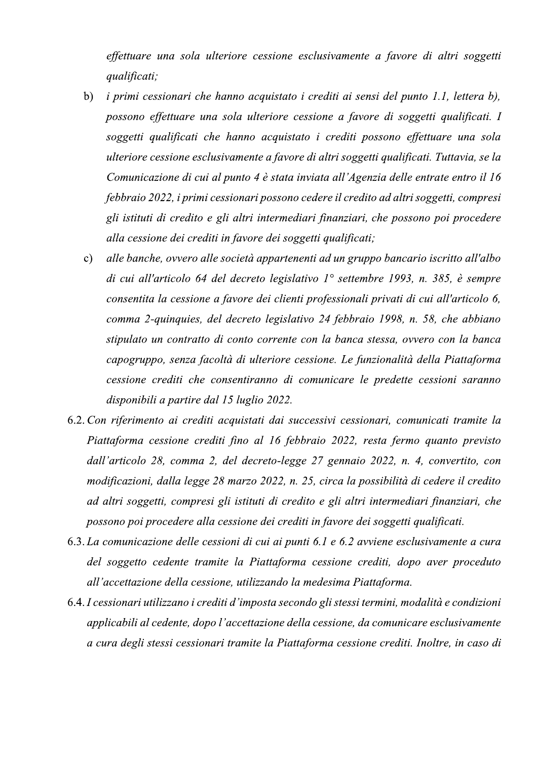*effettuare una sola ulteriore cessione esclusivamente a favore di altri soggetti qualificati;*

b) *i primi cessionari che hanno acquistato i crediti ai sensi del punto 1.1, lettera b), possono effettuare una sola ulteriore cessione a favore di soggetti qualificati. I soggetti qualificati che hanno acquistato i crediti possono effettuare una sola ulteriore cessione esclusivamente a favore di altri soggetti qualificati. Tuttavia, se la Comunicazione di cui al punto 4 è stata inviata all'Agenzia delle entrate entro il 16 febbraio 2022, i primi cessionari possono cedere il credito ad altri soggetti, compresi gli istituti di credito e gli altri intermediari finanziari, che possono poi procedere alla cessione dei crediti in favore dei soggetti qualificati;*

c) *alle banche, ovvero alle società appartenenti ad un gruppo bancario iscritto all'albo di cui all'articolo 64 del decreto legislativo 1° settembre 1993, n. 385, è sempre consentita la cessione a favore dei clienti professionali privati di cui all'articolo 6, comma 2-quinquies, del decreto legislativo 24 febbraio 1998, n. 58, che abbiano stipulato un contratto di conto corrente con la banca stessa, ovvero con la banca capogruppo, senza facoltà di ulteriore cessione. Le funzionalità della Piattaforma cessione crediti che consentiranno di comunicare le predette cessioni saranno disponibili a partire dal 15 luglio 2022.*

6.2. *Con riferimento ai crediti acquistati dai successivi cessionari, comunicati tramite la Piattaforma cessione crediti fino al 16 febbraio 2022, resta fermo quanto previsto dall'articolo 28, comma 2, del decreto-legge 27 gennaio 2022, n. 4, convertito, con modificazioni, dalla legge 28 marzo 2022, n. 25, circa la possibilità di cedere il credito ad altri soggetti, compresi gli istituti di credito e gli altri intermediari finanziari, che possono poi procedere alla cessione dei crediti in favore dei soggetti qualificati.*

6.3. *La comunicazione delle cessioni di cui ai punti 6.1 e 6.2 avviene esclusivamente a cura del soggetto cedente tramite la Piattaforma cessione crediti, dopo aver proceduto all'accettazione della cessione, utilizzando la medesima Piattaforma.*

6.4. *I cessionari utilizzano i crediti d'imposta secondo gli stessi termini, modalità e condizioni applicabili al cedente, dopo l'accettazione della cessione, da comunicare esclusivamente a cura degli stessi cessionari tramite la Piattaforma cessione crediti. Inoltre, in caso di*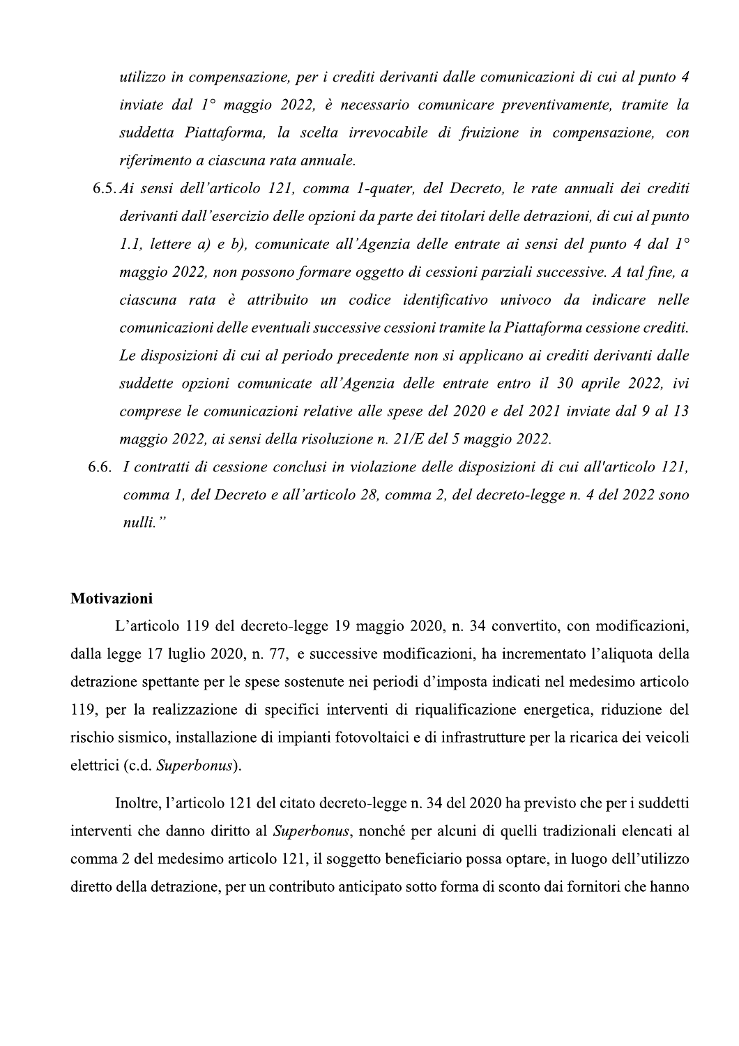*utilizzo in compensazione, per i crediti derivanti dalle comunicazioni di cui al punto 4 inviate dal 1° maggio 2022, è necessario comunicare preventivamente, tramite la suddetta Piattaforma, la scelta irrevocabile di fruizione in compensazione, con riferimento a ciascuna rata annuale.*

6.5. *Ai sensi dell'articolo 121, comma 1-quater, del Decreto, le rate annuali dei crediti derivanti dall'esercizio delle opzioni da parte dei titolari delle detrazioni, di cui al punto 1.1, lettere a) e b), comunicate all'Agenzia delle entrate ai sensi del punto 4 dal 1° maggio 2022, non possono formare oggetto di cessioni parziali successive. A tal fine, a ciascuna rata è attribuito un codice identificativo univoco da indicare nelle comunicazioni delle eventuali successive cessioni tramite la Piattaforma cessione crediti. Le disposizioni di cui al periodo precedente non si applicano ai crediti derivanti dalle suddette opzioni comunicate all'Agenzia delle entrate entro il 30 aprile 2022, ivi comprese le comunicazioni relative alle spese del 2020 e del 2021 inviate dal 9 al 13 maggio 2022, ai sensi della risoluzione n. 21/E del 5 maggio 2022.*

6.6. *I contratti di cessione conclusi in violazione delle disposizioni di cui all'articolo 121, comma 1, del Decreto e all'articolo 28, comma 2, del decreto-legge n. 4 del 2022 sono nulli."*

**Motivazioni**

L'articolo 119 del decreto-legge 19 maggio 2020, n. 34 convertito, con modificazioni, dalla legge 17 luglio 2020, n. 77, e successive modificazioni, ha incrementato l'aliquota della detrazione spettante per le spese sostenute nei periodi d'imposta indicati nel medesimo articolo 119, per la realizzazione di specifici interventi di riqualificazione energetica, riduzione del rischio sismico, installazione di impianti fotovoltaici e di infrastrutture per la ricarica dei veicoli elettrici (c.d. *Superbonus*).

Inoltre, l'articolo 121 del citato decreto-legge n. 34 del 2020 ha previsto che per i suddetti interventi che danno diritto al *Superbonus*, nonché per alcuni di quelli tradizionali elencati al comma 2 del medesimo articolo 121, il soggetto beneficiario possa optare, in luogo dell'utilizzo diretto della detrazione, per un contributo anticipato sotto forma di sconto dai fornitori che hanno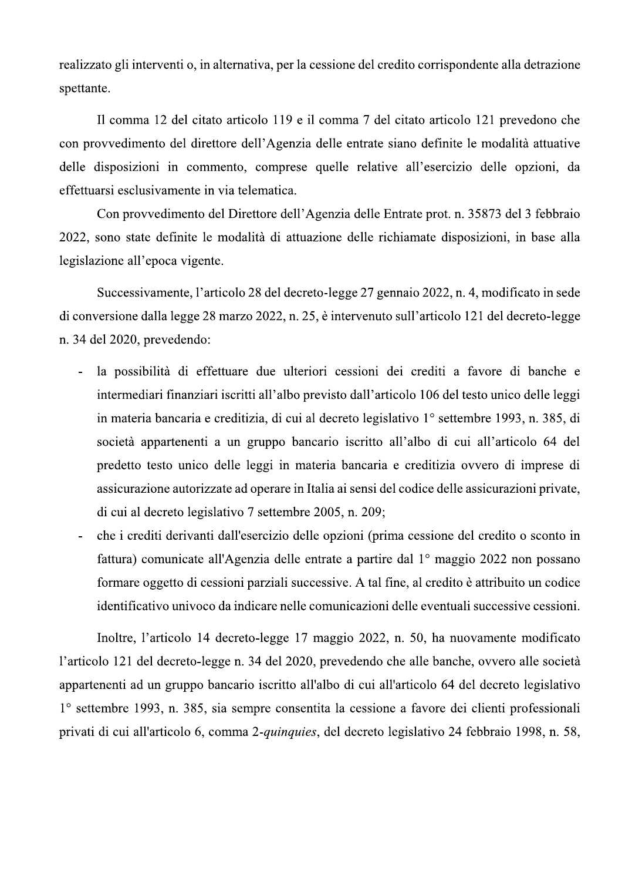realizzato gli interventi o, in alternativa, per la cessione del credito corrispondente alla detrazione spettante.

Il comma 12 del citato articolo 119 e il comma 7 del citato articolo 121 prevedono che con provvedimento del direttore dell'Agenzia delle entrate siano definite le modalità attuative delle disposizioni in commento, comprese quelle relative all'esercizio delle opzioni, da effettuarsi esclusivamente in via telematica.

Con provvedimento del Direttore dell'Agenzia delle Entrate prot. n. 35873 del 3 febbraio 2022, sono state definite le modalità di attuazione delle richiamate disposizioni, in base alla legislazione all'epoca vigente.

Successivamente, l'articolo 28 del decreto-legge 27 gennaio 2022, n. 4, modificato in sede di conversione dalla legge 28 marzo 2022, n. 25, è intervenuto sull'articolo 121 del decreto-legge n. 34 del 2020, prevedendo:

- la possibilità di effettuare due ulteriori cessioni dei crediti a favore di banche e intermediari finanziari iscritti all'albo previsto dall'articolo 106 del testo unico delle leggi in materia bancaria e creditizia, di cui al decreto legislativo 1° settembre 1993, n. 385, di società appartenenti a un gruppo bancario iscritto all'albo di cui all'articolo 64 del predetto testo unico delle leggi in materia bancaria e creditizia ovvero di imprese di assicurazione autorizzate ad operare in Italia ai sensi del codice delle assicurazioni private, di cui al decreto legislativo 7 settembre 2005, n. 209;
- che i crediti derivanti dall'esercizio delle opzioni (prima cessione del credito o sconto in fattura) comunicate all'Agenzia delle entrate a partire dal 1° maggio 2022 non possano formare oggetto di cessioni parziali successive. A tal fine, al credito è attribuito un codice identificativo univoco da indicare nelle comunicazioni delle eventuali successive cessioni.

Inoltre, l'articolo 14 decreto-legge 17 maggio 2022, n. 50, ha nuovamente modificato l'articolo 121 del decreto-legge n. 34 del 2020, prevedendo che alle banche, ovvero alle società appartenenti ad un gruppo bancario iscritto all'albo di cui all'articolo 64 del decreto legislativo 1° settembre 1993, n. 385, sia sempre consentita la cessione a favore dei clienti professionali privati di cui all'articolo 6, comma 2-*quinquies*, del decreto legislativo 24 febbraio 1998, n. 58,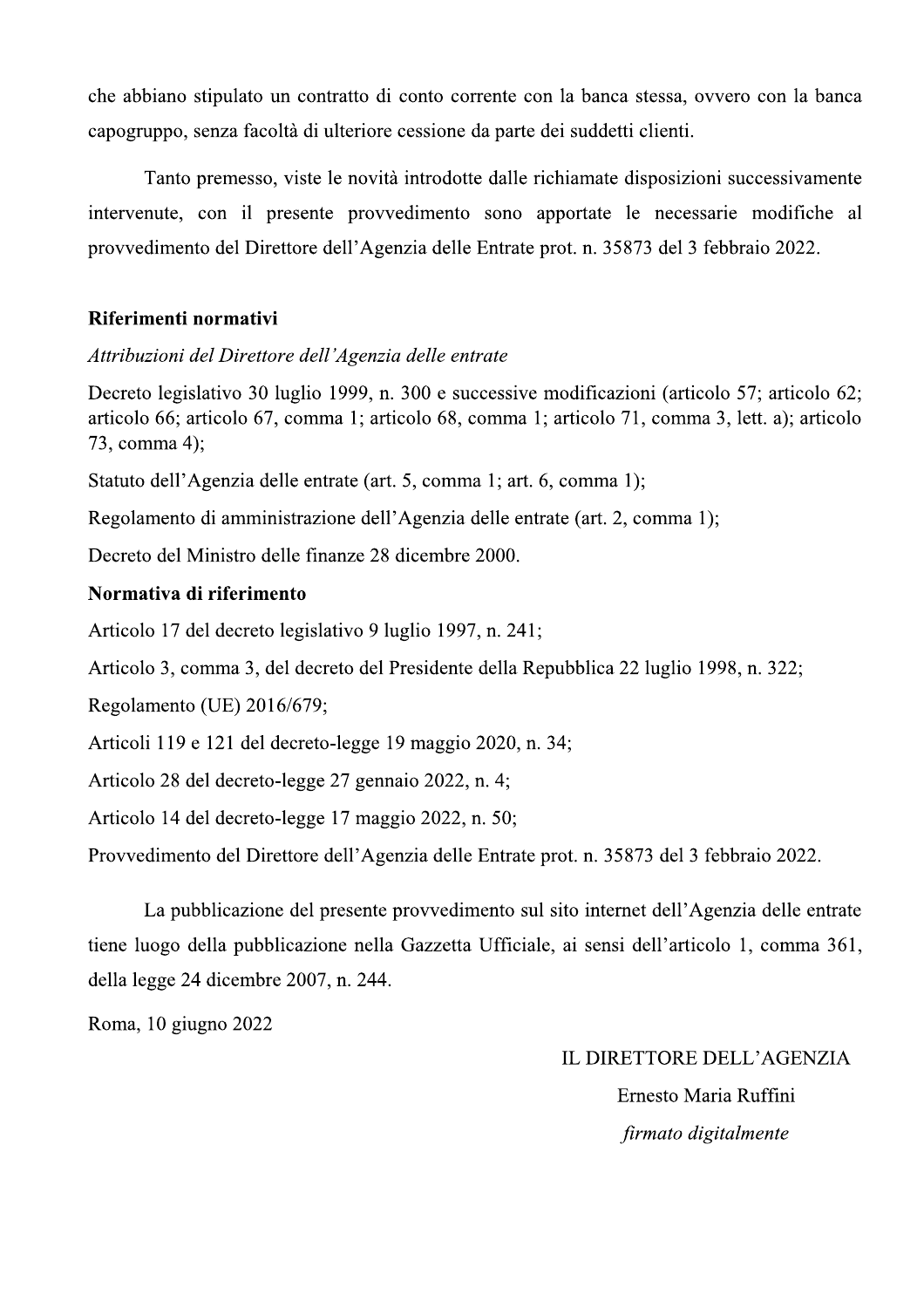che abbiano stipulato un contratto di conto corrente con la banca stessa, ovvero con la banca capogruppo, senza facoltà di ulteriore cessione da parte dei suddetti clienti.

Tanto premesso, viste le novità introdotte dalle richiamate disposizioni successivamente intervenute, con il presente provvedimento sono apportate le necessarie modifiche al provvedimento del Direttore dell'Agenzia delle Entrate prot. n. 35873 del 3 febbraio 2022.

**Riferimenti normativi**

*Attribuzioni del Direttore dell'Agenzia delle entrate*

Decreto legislativo 30 luglio 1999, n. 300 e successive modificazioni (articolo 57; articolo 62; articolo 66; articolo 67, comma 1; articolo 68, comma 1; articolo 71, comma 3, lett. a); articolo 73, comma 4);

Statuto dell'Agenzia delle entrate (art. 5, comma 1; art. 6, comma 1);

Regolamento di amministrazione dell'Agenzia delle entrate (art. 2, comma 1);

Decreto del Ministro delle finanze 28 dicembre 2000.

**Normativa di riferimento**

Articolo 17 del decreto legislativo 9 luglio 1997, n. 241;

Articolo 3, comma 3, del decreto del Presidente della Repubblica 22 luglio 1998, n. 322;

Regolamento (UE) 2016/679;

Articoli 119 e 121 del decreto-legge 19 maggio 2020, n. 34;

Articolo 28 del decreto-legge 27 gennaio 2022, n. 4;

Articolo 14 del decreto-legge 17 maggio 2022, n. 50;

Provvedimento del Direttore dell'Agenzia delle Entrate prot. n. 35873 del 3 febbraio 2022.

La pubblicazione del presente provvedimento sul sito internet dell'Agenzia delle entrate tiene luogo della pubblicazione nella Gazzetta Ufficiale, ai sensi dell'articolo 1, comma 361, della legge 24 dicembre 2007, n. 244.

Roma, 10 giugno 2022

IL DIRETTORE DELL'AGENZIA

Ernesto Maria Ruffini

*firmato digitalmente*